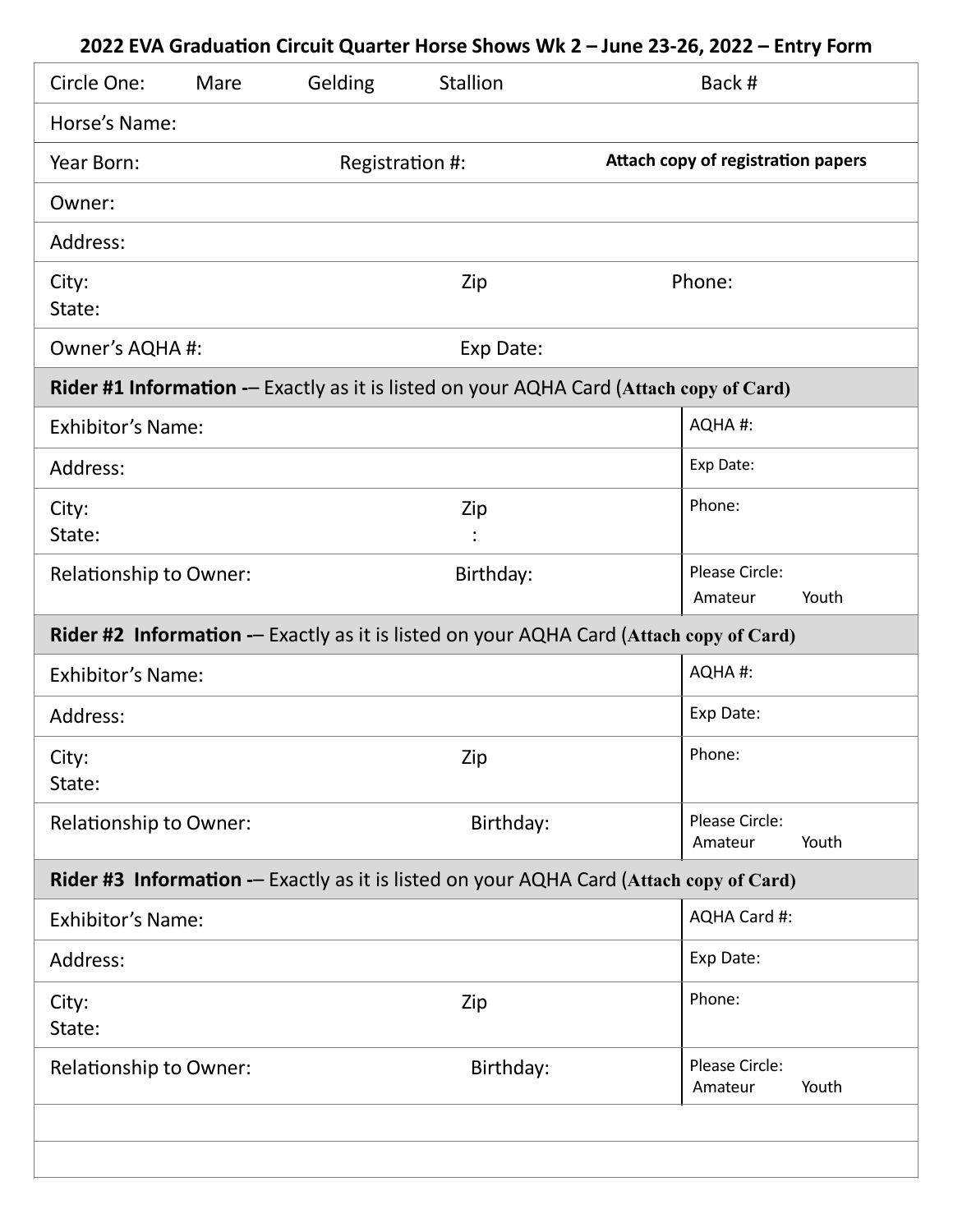# 2022 EVA Graduation Circuit Quarter Horse Shows Wk 2 – June 23-26, 2022 – Entry Form

| | | |
|---|---|---|
| Circle One: Mare Gelding Stallion | | Back # |
| Horse's Name: | | |
| Year Born: | Registration #: | **Attach copy of registration papers** |
| Owner: | | |
| Address: | | |
| City: State: | Zip | Phone: |
| Owner's AQHA #: | Exp Date: | |

| **Rider #1 Information -**– Exactly as it is listed on your AQHA Card (**Attach copy of Card)** | | |
|---|---|---|
| Exhibitor's Name: | | AQHA #: |
| Address: | | Exp Date: |
| City: State: | Zip : | Phone: |
| Relationship to Owner: | Birthday: | Please Circle: Amateur Youth |

| **Rider #2 Information -**– Exactly as it is listed on your AQHA Card (**Attach copy of Card)** | | |
|---|---|---|
| Exhibitor's Name: | | AQHA #: |
| Address: | | Exp Date: |
| City: State: | Zip | Phone: |
| Relationship to Owner: | Birthday: | Please Circle: Amateur Youth |

| **Rider #3 Information -**– Exactly as it is listed on your AQHA Card (**Attach copy of Card)** | | |
|---|---|---|
| Exhibitor's Name: | | AQHA Card #: |
| Address: | | Exp Date: |
| City: State: | Zip | Phone: |
| Relationship to Owner: | Birthday: | Please Circle: Amateur Youth |
| | | |
| | | |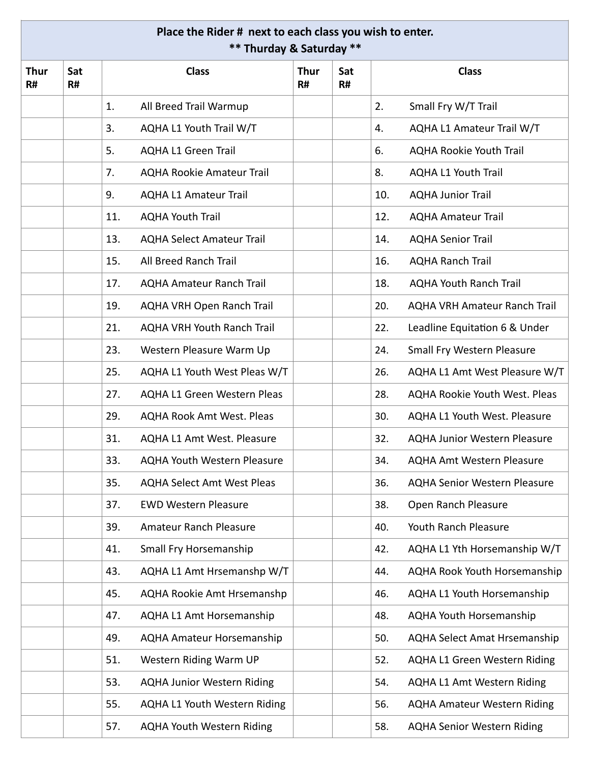| Place the Rider # next to each class you wish to enter.<br>** Thurday & Saturday ** | | | | | |
|---|---|---|---|---|---|
| Thur R# | Sat R# | Class | Thur R# | Sat R# | Class |
| | | 1. All Breed Trail Warmup | | | 2. Small Fry W/T Trail |
| | | 3. AQHA L1 Youth Trail W/T | | | 4. AQHA L1 Amateur Trail W/T |
| | | 5. AQHA L1 Green Trail | | | 6. AQHA Rookie Youth Trail |
| | | 7. AQHA Rookie Amateur Trail | | | 8. AQHA L1 Youth Trail |
| | | 9. AQHA L1 Amateur Trail | | | 10. AQHA Junior Trail |
| | | 11. AQHA Youth Trail | | | 12. AQHA Amateur Trail |
| | | 13. AQHA Select Amateur Trail | | | 14. AQHA Senior Trail |
| | | 15. All Breed Ranch Trail | | | 16. AQHA Ranch Trail |
| | | 17. AQHA Amateur Ranch Trail | | | 18. AQHA Youth Ranch Trail |
| | | 19. AQHA VRH Open Ranch Trail | | | 20. AQHA VRH Amateur Ranch Trail |
| | | 21. AQHA VRH Youth Ranch Trail | | | 22. Leadline Equitation 6 & Under |
| | | 23. Western Pleasure Warm Up | | | 24. Small Fry Western Pleasure |
| | | 25. AQHA L1 Youth West Pleas W/T | | | 26. AQHA L1 Amt West Pleasure W/T |
| | | 27. AQHA L1 Green Western Pleas | | | 28. AQHA Rookie Youth West. Pleas |
| | | 29. AQHA Rook Amt West. Pleas | | | 30. AQHA L1 Youth West. Pleasure |
| | | 31. AQHA L1 Amt West. Pleasure | | | 32. AQHA Junior Western Pleasure |
| | | 33. AQHA Youth Western Pleasure | | | 34. AQHA Amt Western Pleasure |
| | | 35. AQHA Select Amt West Pleas | | | 36. AQHA Senior Western Pleasure |
| | | 37. EWD Western Pleasure | | | 38. Open Ranch Pleasure |
| | | 39. Amateur Ranch Pleasure | | | 40. Youth Ranch Pleasure |
| | | 41. Small Fry Horsemanship | | | 42. AQHA L1 Yth Horsemanship W/T |
| | | 43. AQHA L1 Amt Hrsemanshp W/T | | | 44. AQHA Rook Youth Horsemanship |
| | | 45. AQHA Rookie Amt Hrsemanshp | | | 46. AQHA L1 Youth Horsemanship |
| | | 47. AQHA L1 Amt Horsemanship | | | 48. AQHA Youth Horsemanship |
| | | 49. AQHA Amateur Horsemanship | | | 50. AQHA Select Amat Hrsemanship |
| | | 51. Western Riding Warm UP | | | 52. AQHA L1 Green Western Riding |
| | | 53. AQHA Junior Western Riding | | | 54. AQHA L1 Amt Western Riding |
| | | 55. AQHA L1 Youth Western Riding | | | 56. AQHA Amateur Western Riding |
| | | 57. AQHA Youth Western Riding | | | 58. AQHA Senior Western Riding |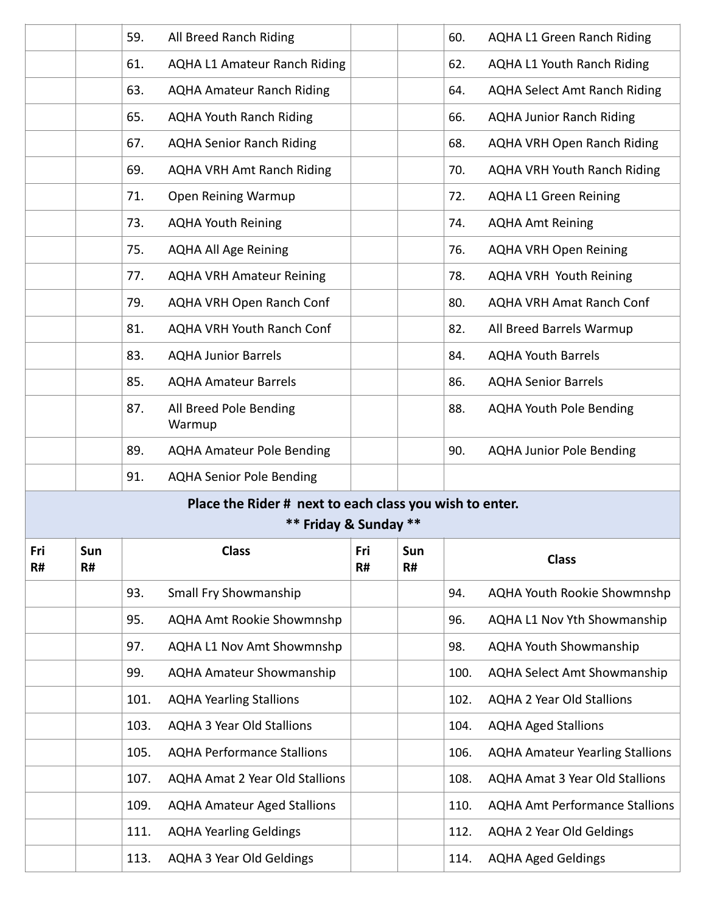| | | | | | |
|---|---|---|---|---|---|
| | | 59. All Breed Ranch Riding | | | 60. AQHA L1 Green Ranch Riding |
| | | 61. AQHA L1 Amateur Ranch Riding | | | 62. AQHA L1 Youth Ranch Riding |
| | | 63. AQHA Amateur Ranch Riding | | | 64. AQHA Select Amt Ranch Riding |
| | | 65. AQHA Youth Ranch Riding | | | 66. AQHA Junior Ranch Riding |
| | | 67. AQHA Senior Ranch Riding | | | 68. AQHA VRH Open Ranch Riding |
| | | 69. AQHA VRH Amt Ranch Riding | | | 70. AQHA VRH Youth Ranch Riding |
| | | 71. Open Reining Warmup | | | 72. AQHA L1 Green Reining |
| | | 73. AQHA Youth Reining | | | 74. AQHA Amt Reining |
| | | 75. AQHA All Age Reining | | | 76. AQHA VRH Open Reining |
| | | 77. AQHA VRH Amateur Reining | | | 78. AQHA VRH Youth Reining |
| | | 79. AQHA VRH Open Ranch Conf | | | 80. AQHA VRH Amat Ranch Conf |
| | | 81. AQHA VRH Youth Ranch Conf | | | 82. All Breed Barrels Warmup |
| | | 83. AQHA Junior Barrels | | | 84. AQHA Youth Barrels |
| | | 85. AQHA Amateur Barrels | | | 86. AQHA Senior Barrels |
| | | 87. All Breed Pole Bending Warmup | | | 88. AQHA Youth Pole Bending |
| | | 89. AQHA Amateur Pole Bending | | | 90. AQHA Junior Pole Bending |
| | | 91. AQHA Senior Pole Bending | | | |

**Place the Rider # next to each class you wish to enter.**
**** Friday & Sunday ****

| Fri R# | Sun R# | Class | Fri R# | Sun R# | Class |
|---|---|---|---|---|---|
| | | 93. Small Fry Showmanship | | | 94. AQHA Youth Rookie Showmnshp |
| | | 95. AQHA Amt Rookie Showmnshp | | | 96. AQHA L1 Nov Yth Showmanship |
| | | 97. AQHA L1 Nov Amt Showmnshp | | | 98. AQHA Youth Showmanship |
| | | 99. AQHA Amateur Showmanship | | | 100. AQHA Select Amt Showmanship |
| | | 101. AQHA Yearling Stallions | | | 102. AQHA 2 Year Old Stallions |
| | | 103. AQHA 3 Year Old Stallions | | | 104. AQHA Aged Stallions |
| | | 105. AQHA Performance Stallions | | | 106. AQHA Amateur Yearling Stallions |
| | | 107. AQHA Amat 2 Year Old Stallions | | | 108. AQHA Amat 3 Year Old Stallions |
| | | 109. AQHA Amateur Aged Stallions | | | 110. AQHA Amt Performance Stallions |
| | | 111. AQHA Yearling Geldings | | | 112. AQHA 2 Year Old Geldings |
| | | 113. AQHA 3 Year Old Geldings | | | 114. AQHA Aged Geldings |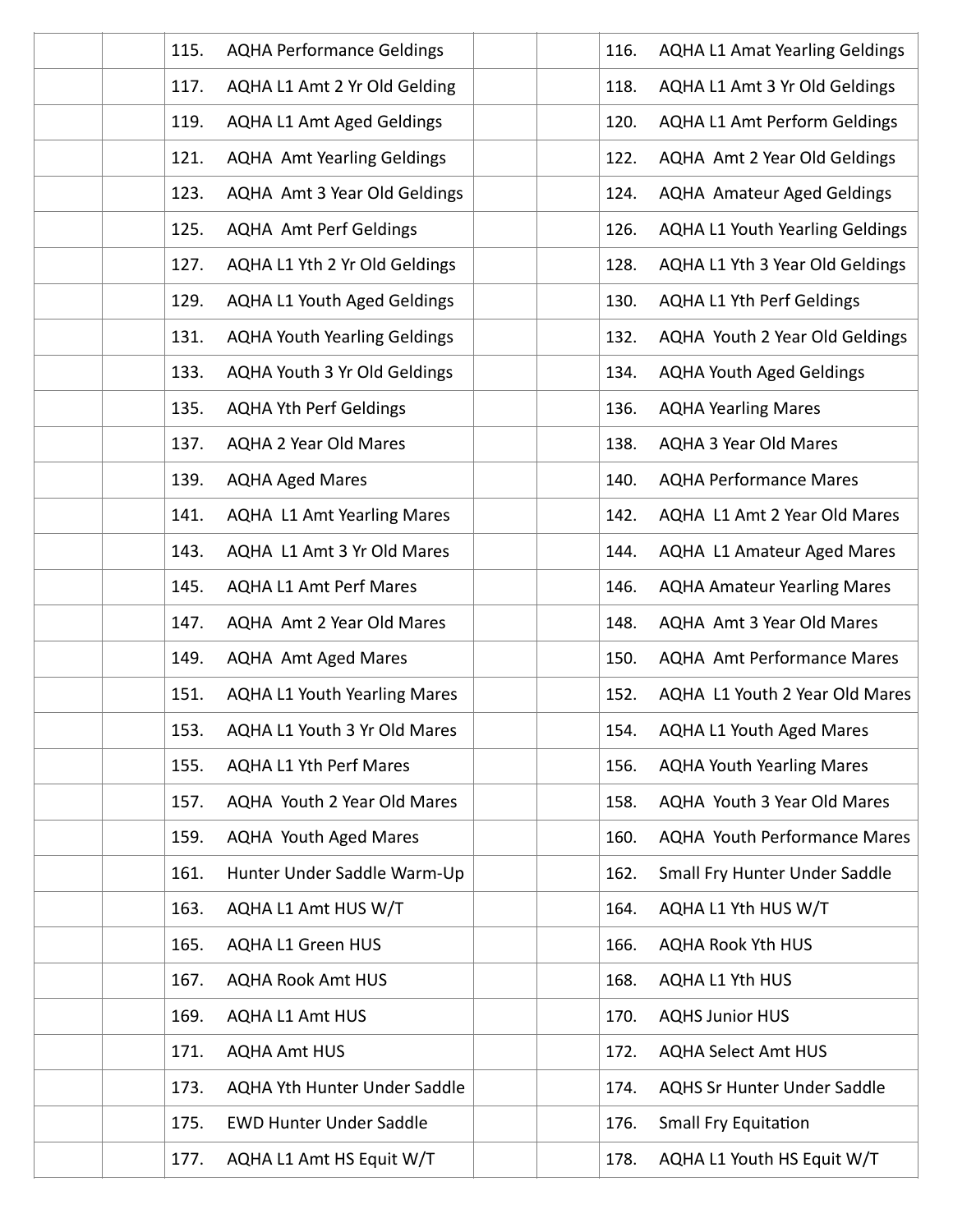| | | | | | | |
|---|---|---|---|---|---|---|
| | | 115. AQHA Performance Geldings | | | | 116. AQHA L1 Amat Yearling Geldings |
| | | 117. AQHA L1 Amt 2 Yr Old Gelding | | | | 118. AQHA L1 Amt 3 Yr Old Geldings |
| | | 119. AQHA L1 Amt Aged Geldings | | | | 120. AQHA L1 Amt Perform Geldings |
| | | 121. AQHA Amt Yearling Geldings | | | | 122. AQHA Amt 2 Year Old Geldings |
| | | 123. AQHA Amt 3 Year Old Geldings | | | | 124. AQHA Amateur Aged Geldings |
| | | 125. AQHA Amt Perf Geldings | | | | 126. AQHA L1 Youth Yearling Geldings |
| | | 127. AQHA L1 Yth 2 Yr Old Geldings | | | | 128. AQHA L1 Yth 3 Year Old Geldings |
| | | 129. AQHA L1 Youth Aged Geldings | | | | 130. AQHA L1 Yth Perf Geldings |
| | | 131. AQHA Youth Yearling Geldings | | | | 132. AQHA Youth 2 Year Old Geldings |
| | | 133. AQHA Youth 3 Yr Old Geldings | | | | 134. AQHA Youth Aged Geldings |
| | | 135. AQHA Yth Perf Geldings | | | | 136. AQHA Yearling Mares |
| | | 137. AQHA 2 Year Old Mares | | | | 138. AQHA 3 Year Old Mares |
| | | 139. AQHA Aged Mares | | | | 140. AQHA Performance Mares |
| | | 141. AQHA L1 Amt Yearling Mares | | | | 142. AQHA L1 Amt 2 Year Old Mares |
| | | 143. AQHA L1 Amt 3 Yr Old Mares | | | | 144. AQHA L1 Amateur Aged Mares |
| | | 145. AQHA L1 Amt Perf Mares | | | | 146. AQHA Amateur Yearling Mares |
| | | 147. AQHA Amt 2 Year Old Mares | | | | 148. AQHA Amt 3 Year Old Mares |
| | | 149. AQHA Amt Aged Mares | | | | 150. AQHA Amt Performance Mares |
| | | 151. AQHA L1 Youth Yearling Mares | | | | 152. AQHA L1 Youth 2 Year Old Mares |
| | | 153. AQHA L1 Youth 3 Yr Old Mares | | | | 154. AQHA L1 Youth Aged Mares |
| | | 155. AQHA L1 Yth Perf Mares | | | | 156. AQHA Youth Yearling Mares |
| | | 157. AQHA Youth 2 Year Old Mares | | | | 158. AQHA Youth 3 Year Old Mares |
| | | 159. AQHA Youth Aged Mares | | | | 160. AQHA Youth Performance Mares |
| | | 161. Hunter Under Saddle Warm-Up | | | | 162. Small Fry Hunter Under Saddle |
| | | 163. AQHA L1 Amt HUS W/T | | | | 164. AQHA L1 Yth HUS W/T |
| | | 165. AQHA L1 Green HUS | | | | 166. AQHA Rook Yth HUS |
| | | 167. AQHA Rook Amt HUS | | | | 168. AQHA L1 Yth HUS |
| | | 169. AQHA L1 Amt HUS | | | | 170. AQHS Junior HUS |
| | | 171. AQHA Amt HUS | | | | 172. AQHA Select Amt HUS |
| | | 173. AQHA Yth Hunter Under Saddle | | | | 174. AQHS Sr Hunter Under Saddle |
| | | 175. EWD Hunter Under Saddle | | | | 176. Small Fry Equitation |
| | | 177. AQHA L1 Amt HS Equit W/T | | | | 178. AQHA L1 Youth HS Equit W/T |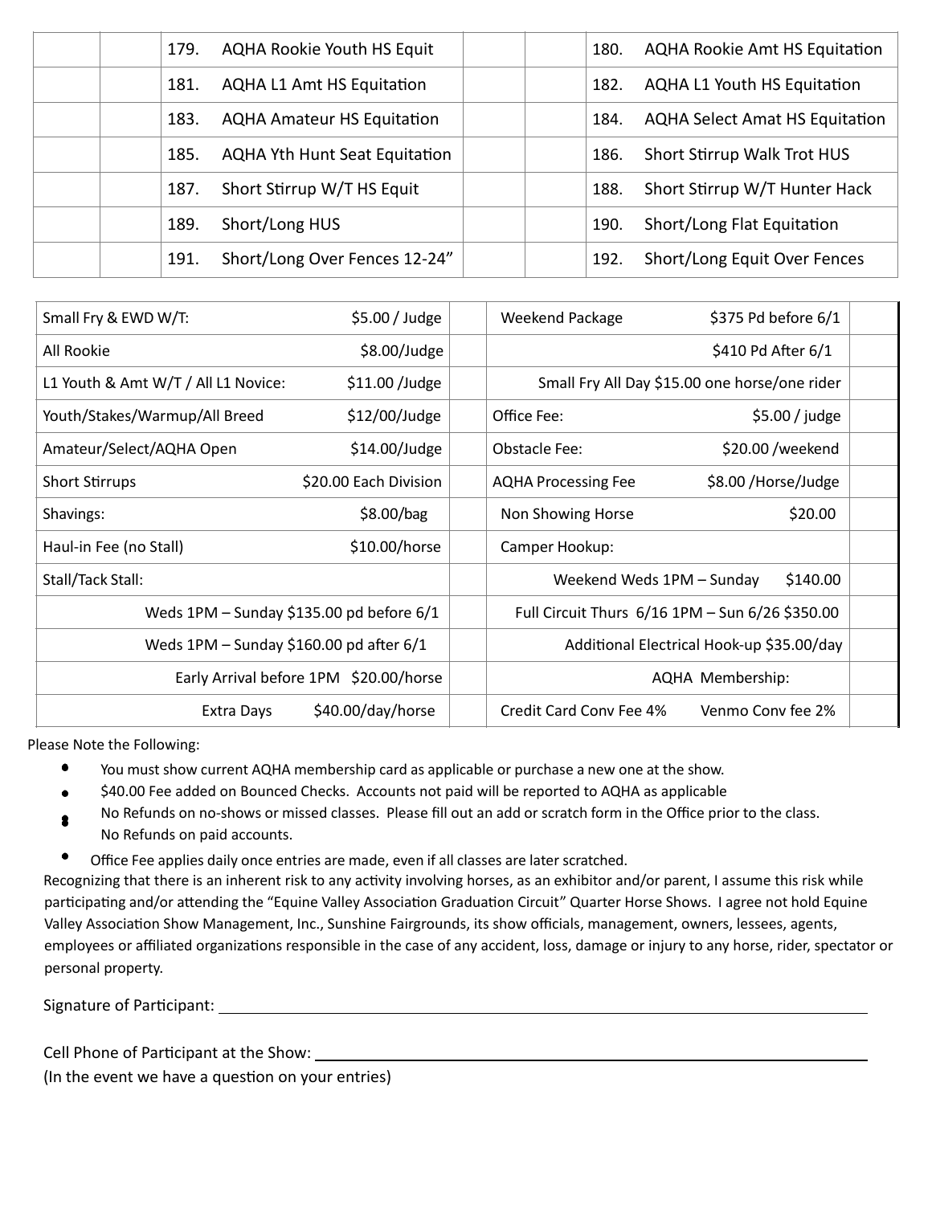| | | | | | | | |
|---|---|---|---|---|---|---|---|
| | | 179. | AQHA Rookie Youth HS Equit | | | 180. | AQHA Rookie Amt HS Equitation |
| | | 181. | AQHA L1 Amt HS Equitation | | | 182. | AQHA L1 Youth HS Equitation |
| | | 183. | AQHA Amateur HS Equitation | | | 184. | AQHA Select Amat HS Equitation |
| | | 185. | AQHA Yth Hunt Seat Equitation | | | 186. | Short Stirrup Walk Trot HUS |
| | | 187. | Short Stirrup W/T HS Equit | | | 188. | Short Stirrup W/T Hunter Hack |
| | | 189. | Short/Long HUS | | | 190. | Short/Long Flat Equitation |
| | | 191. | Short/Long Over Fences 12-24" | | | 192. | Short/Long Equit Over Fences |

| | | | | | |
|---|---|---|---|---|---|
| Small Fry & EWD W/T: | $5.00 / Judge | | Weekend Package | $375 Pd before 6/1 | |
| All Rookie | $8.00/Judge | | | $410 Pd After 6/1 | |
| L1 Youth & Amt W/T / All L1 Novice: | $11.00 /Judge | | Small Fry All Day $15.00 one horse/one rider | | |
| Youth/Stakes/Warmup/All Breed | $12/00/Judge | | Office Fee: | $5.00 / judge | |
| Amateur/Select/AQHA Open | $14.00/Judge | | Obstacle Fee: | $20.00 /weekend | |
| Short Stirrups | $20.00 Each Division | | AQHA Processing Fee | $8.00 /Horse/Judge | |
| Shavings: | $8.00/bag | | Non Showing Horse | $20.00 | |
| Haul-in Fee (no Stall) | $10.00/horse | | Camper Hookup: | | |
| Stall/Tack Stall: | | | Weekend Weds 1PM – Sunday | $140.00 | |
| Weds 1PM – Sunday $135.00 pd before 6/1 | | | Full Circuit Thurs 6/16 1PM – Sun 6/26 $350.00 | | |
| Weds 1PM – Sunday $160.00 pd after 6/1 | | | Additional Electrical Hook-up $35.00/day | | |
| Early Arrival before 1PM $20.00/horse | | | AQHA Membership: | | |
| Extra Days | $40.00/day/horse | | Credit Card Conv Fee 4% | Venmo Conv fee 2% | |

Please Note the Following:

- You must show current AQHA membership card as applicable or purchase a new one at the show.
- $40.00 Fee added on Bounced Checks. Accounts not paid will be reported to AQHA as applicable
- No Refunds on no-shows or missed classes. Please fill out an add or scratch form in the Office prior to the class.
- No Refunds on paid accounts.
- Office Fee applies daily once entries are made, even if all classes are later scratched.

Recognizing that there is an inherent risk to any activity involving horses, as an exhibitor and/or parent, I assume this risk while participating and/or attending the "Equine Valley Association Graduation Circuit" Quarter Horse Shows. I agree not hold Equine Valley Association Show Management, Inc., Sunshine Fairgrounds, its show officials, management, owners, lessees, agents, employees or affiliated organizations responsible in the case of any accident, loss, damage or injury to any horse, rider, spectator or personal property.

Signature of Participant: ______________________________________________

Cell Phone of Participant at the Show: ______________________________________________
(In the event we have a question on your entries)